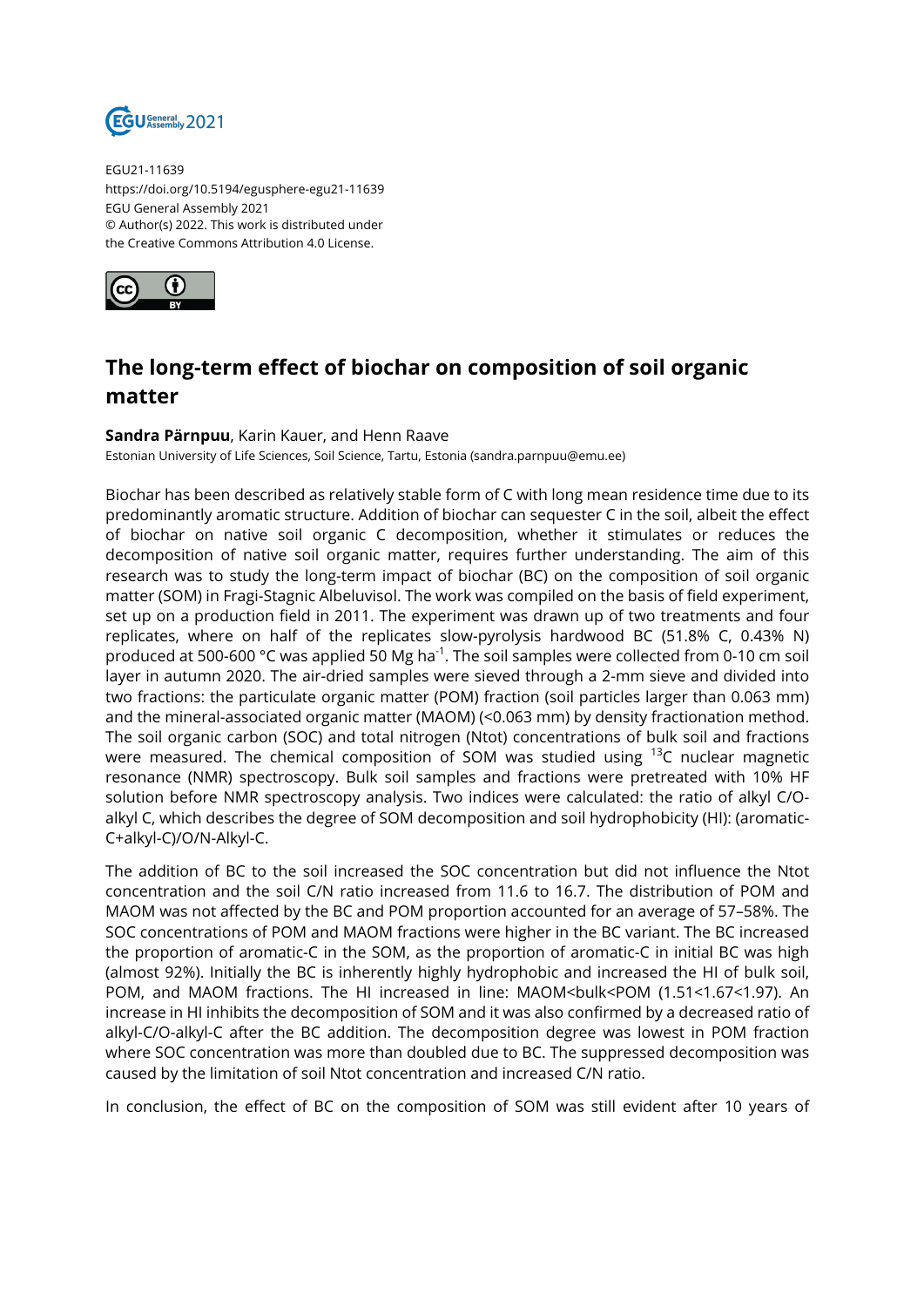EGU21-11639
https://doi.org/10.5194/egusphere-egu21-11639
EGU General Assembly 2021
© Author(s) 2022. This work is distributed under
the Creative Commons Attribution 4.0 License.

# The long-term effect of biochar on composition of soil organic matter

**Sandra Pärnpuu**, Karin Kauer, and Henn Raave

Estonian University of Life Sciences, Soil Science, Tartu, Estonia (sandra.parnpuu@emu.ee)

Biochar has been described as relatively stable form of C with long mean residence time due to its predominantly aromatic structure. Addition of biochar can sequester C in the soil, albeit the effect of biochar on native soil organic C decomposition, whether it stimulates or reduces the decomposition of native soil organic matter, requires further understanding. The aim of this research was to study the long-term impact of biochar (BC) on the composition of soil organic matter (SOM) in Fragi-Stagnic Albeluvisol. The work was compiled on the basis of field experiment, set up on a production field in 2011. The experiment was drawn up of two treatments and four replicates, where on half of the replicates slow-pyrolysis hardwood BC (51.8% C, 0.43% N) produced at 500-600 °C was applied 50 Mg $ha^{-1}$. The soil samples were collected from 0-10 cm soil layer in autumn 2020. The air-dried samples were sieved through a 2-mm sieve and divided into two fractions: the particulate organic matter (POM) fraction (soil particles larger than 0.063 mm) and the mineral-associated organic matter (MAOM) (<0.063 mm) by density fractionation method. The soil organic carbon (SOC) and total nitrogen (Ntot) concentrations of bulk soil and fractions were measured. The chemical composition of SOM was studied using $^{13}$C nuclear magnetic resonance (NMR) spectroscopy. Bulk soil samples and fractions were pretreated with 10% HF solution before NMR spectroscopy analysis. Two indices were calculated: the ratio of alkyl C/O-alkyl C, which describes the degree of SOM decomposition and soil hydrophobicity (HI): (aromatic-C+alkyl-C)/O/N-Alkyl-C.

The addition of BC to the soil increased the SOC concentration but did not influence the Ntot concentration and the soil C/N ratio increased from 11.6 to 16.7. The distribution of POM and MAOM was not affected by the BC and POM proportion accounted for an average of 57–58%. The SOC concentrations of POM and MAOM fractions were higher in the BC variant. The BC increased the proportion of aromatic-C in the SOM, as the proportion of aromatic-C in initial BC was high (almost 92%). Initially the BC is inherently highly hydrophobic and increased the HI of bulk soil, POM, and MAOM fractions. The HI increased in line: MAOM<bulk<POM (1.51<1.67<1.97). An increase in HI inhibits the decomposition of SOM and it was also confirmed by a decreased ratio of alkyl-C/O-alkyl-C after the BC addition. The decomposition degree was lowest in POM fraction where SOC concentration was more than doubled due to BC. The suppressed decomposition was caused by the limitation of soil Ntot concentration and increased C/N ratio.

In conclusion, the effect of BC on the composition of SOM was still evident after 10 years of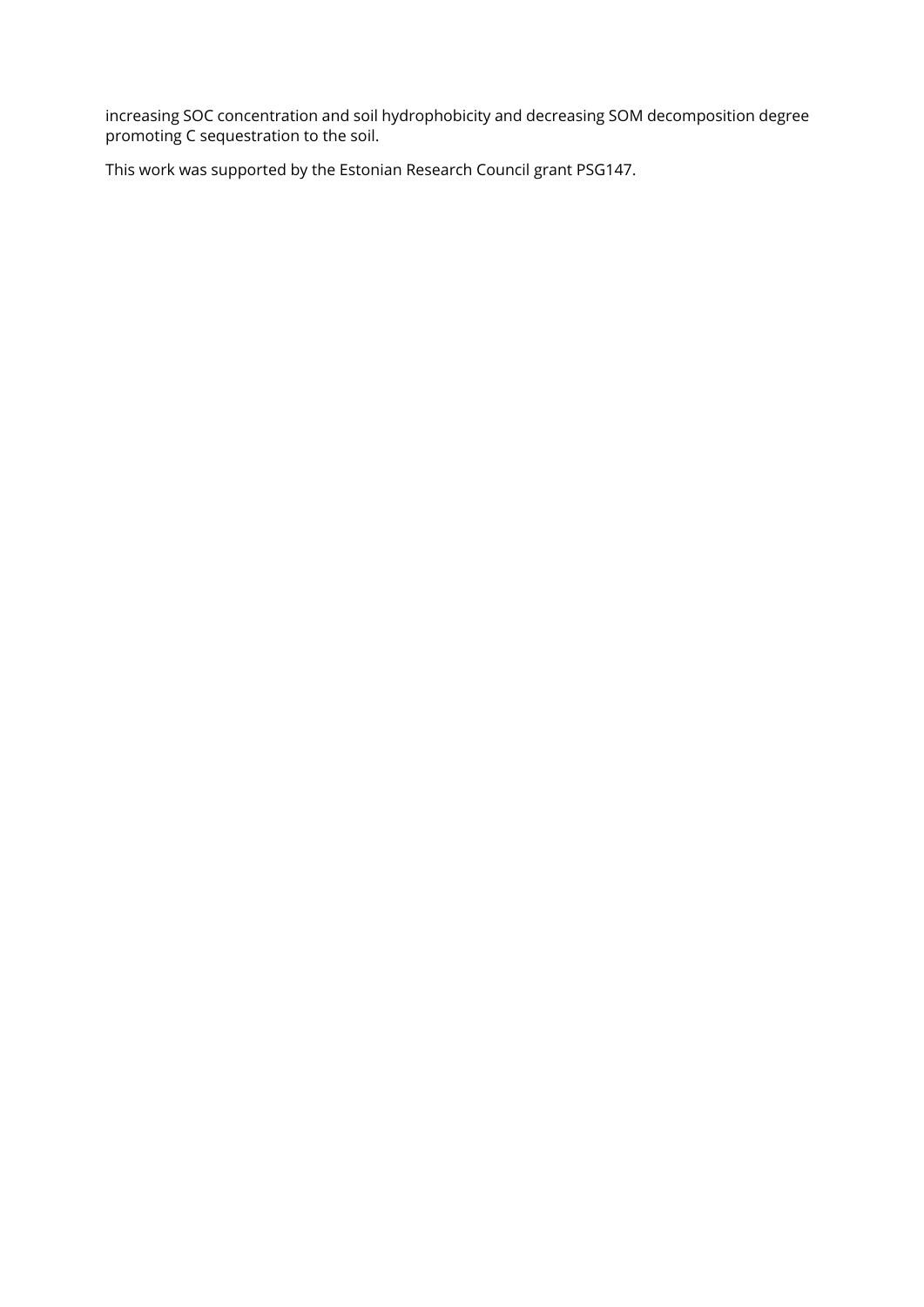increasing SOC concentration and soil hydrophobicity and decreasing SOM decomposition degree promoting C sequestration to the soil.

This work was supported by the Estonian Research Council grant PSG147.